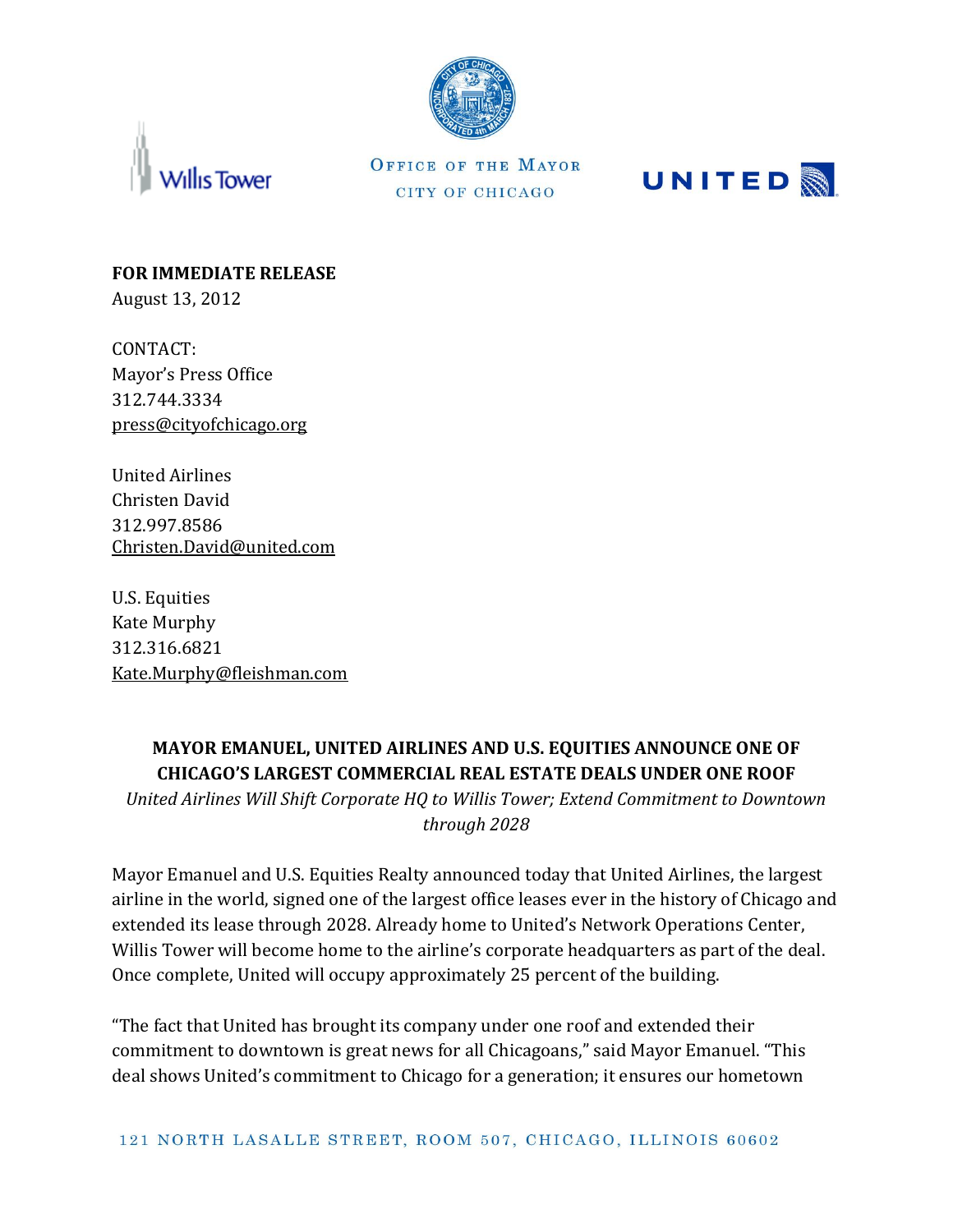Willis Tower

OFFICE OF THE MAYOR
CITY OF CHICAGO

UNITED

**FOR IMMEDIATE RELEASE**
August 13, 2012

CONTACT:
Mayor's Press Office
312.744.3334
press@cityofchicago.org

United Airlines
Christen David
312.997.8586
Christen.David@united.com

U.S. Equities
Kate Murphy
312.316.6821
Kate.Murphy@fleishman.com

## MAYOR EMANUEL, UNITED AIRLINES AND U.S. EQUITIES ANNOUNCE ONE OF CHICAGO'S LARGEST COMMERCIAL REAL ESTATE DEALS UNDER ONE ROOF

*United Airlines Will Shift Corporate HQ to Willis Tower; Extend Commitment to Downtown through 2028*

Mayor Emanuel and U.S. Equities Realty announced today that United Airlines, the largest airline in the world, signed one of the largest office leases ever in the history of Chicago and extended its lease through 2028. Already home to United's Network Operations Center, Willis Tower will become home to the airline's corporate headquarters as part of the deal. Once complete, United will occupy approximately 25 percent of the building.

"The fact that United has brought its company under one roof and extended their commitment to downtown is great news for all Chicagoans," said Mayor Emanuel. "This deal shows United's commitment to Chicago for a generation; it ensures our hometown

121 NORTH LASALLE STREET, ROOM 507, CHICAGO, ILLINOIS 60602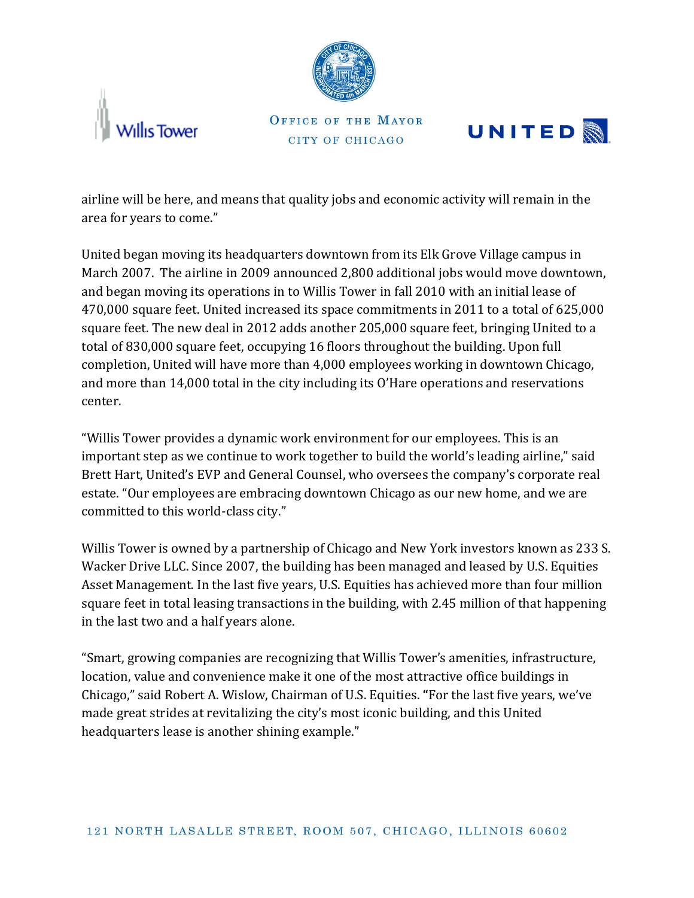airline will be here, and means that quality jobs and economic activity will remain in the area for years to come."

United began moving its headquarters downtown from its Elk Grove Village campus in March 2007. The airline in 2009 announced 2,800 additional jobs would move downtown, and began moving its operations in to Willis Tower in fall 2010 with an initial lease of 470,000 square feet. United increased its space commitments in 2011 to a total of 625,000 square feet. The new deal in 2012 adds another 205,000 square feet, bringing United to a total of 830,000 square feet, occupying 16 floors throughout the building. Upon full completion, United will have more than 4,000 employees working in downtown Chicago, and more than 14,000 total in the city including its O'Hare operations and reservations center.

"Willis Tower provides a dynamic work environment for our employees. This is an important step as we continue to work together to build the world's leading airline," said Brett Hart, United's EVP and General Counsel, who oversees the company's corporate real estate. "Our employees are embracing downtown Chicago as our new home, and we are committed to this world-class city."

Willis Tower is owned by a partnership of Chicago and New York investors known as 233 S. Wacker Drive LLC. Since 2007, the building has been managed and leased by U.S. Equities Asset Management. In the last five years, U.S. Equities has achieved more than four million square feet in total leasing transactions in the building, with 2.45 million of that happening in the last two and a half years alone.

"Smart, growing companies are recognizing that Willis Tower's amenities, infrastructure, location, value and convenience make it one of the most attractive office buildings in Chicago," said Robert A. Wislow, Chairman of U.S. Equities. "For the last five years, we've made great strides at revitalizing the city's most iconic building, and this United headquarters lease is another shining example."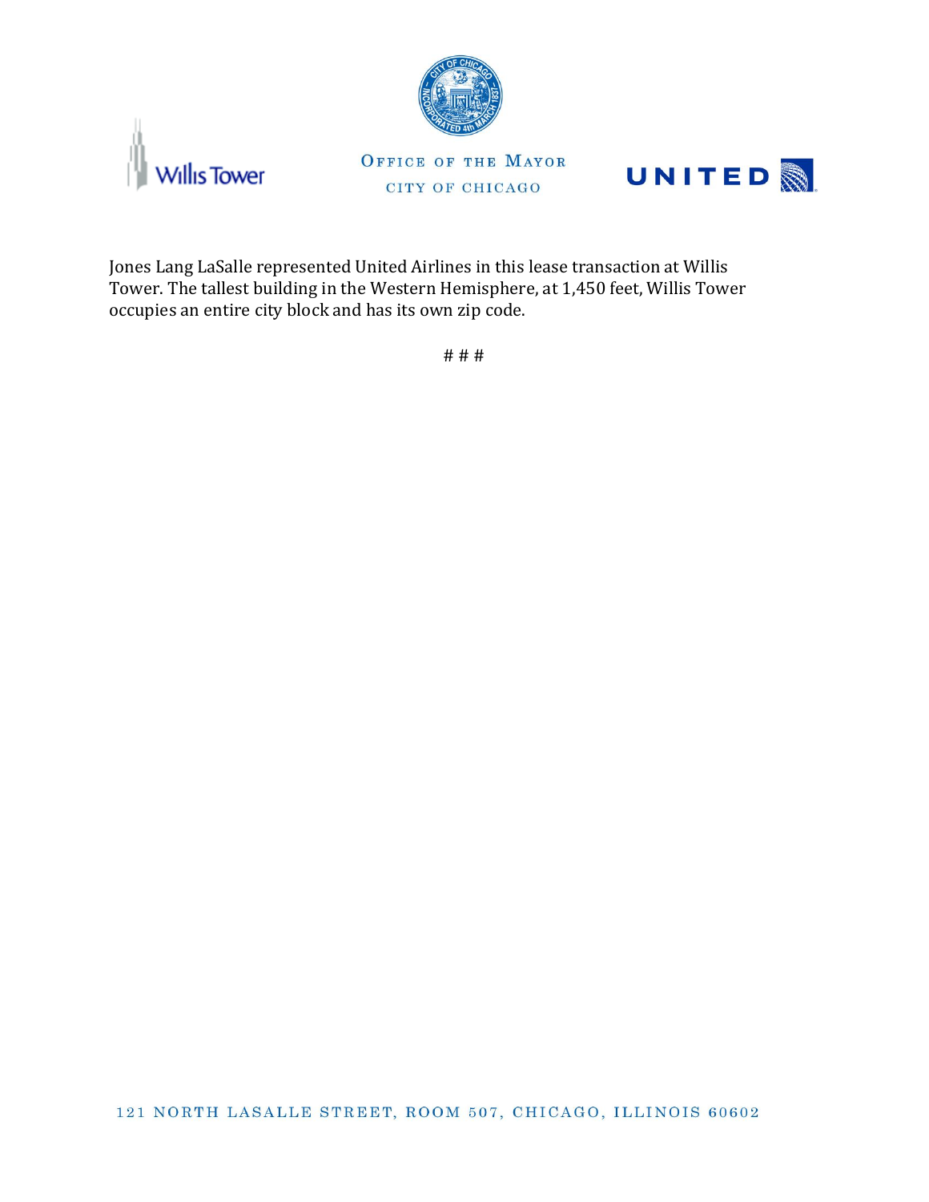OFFICE OF THE MAYOR
CITY OF CHICAGO

Jones Lang LaSalle represented United Airlines in this lease transaction at Willis Tower. The tallest building in the Western Hemisphere, at 1,450 feet, Willis Tower occupies an entire city block and has its own zip code.

# # #

121 NORTH LASALLE STREET, ROOM 507, CHICAGO, ILLINOIS 60602